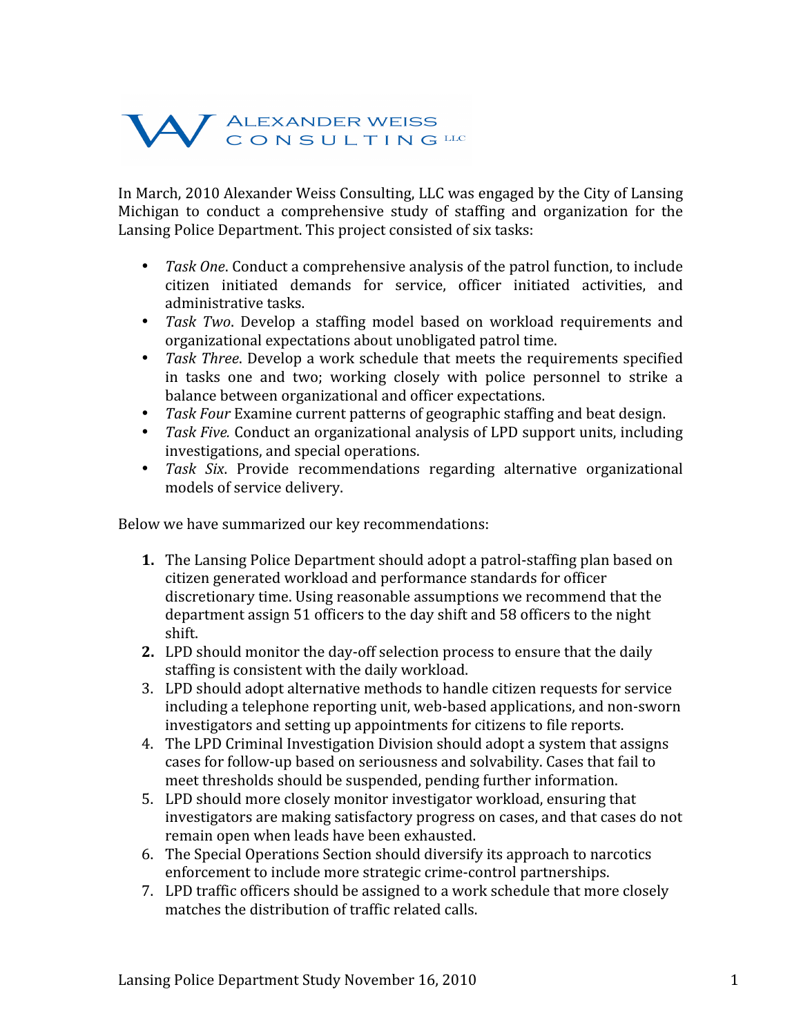In March, 2010 Alexander Weiss Consulting, LLC was engaged by the City of Lansing Michigan to conduct a comprehensive study of staffing and organization for the Lansing Police Department. This project consisted of six tasks:

- *Task One*. Conduct a comprehensive analysis of the patrol function, to include citizen initiated demands for service, officer initiated activities, and administrative tasks.
- *Task Two*. Develop a staffing model based on workload requirements and organizational expectations about unobligated patrol time.
- *Task Three*. Develop a work schedule that meets the requirements specified in tasks one and two; working closely with police personnel to strike a balance between organizational and officer expectations.
- *Task Four* Examine current patterns of geographic staffing and beat design.
- *Task Five.* Conduct an organizational analysis of LPD support units, including investigations, and special operations.
- *Task Six*. Provide recommendations regarding alternative organizational models of service delivery.

Below we have summarized our key recommendations:

1. The Lansing Police Department should adopt a patrol-staffing plan based on citizen generated workload and performance standards for officer discretionary time. Using reasonable assumptions we recommend that the department assign 51 officers to the day shift and 58 officers to the night shift.
2. LPD should monitor the day-off selection process to ensure that the daily staffing is consistent with the daily workload.
3. LPD should adopt alternative methods to handle citizen requests for service including a telephone reporting unit, web-based applications, and non-sworn investigators and setting up appointments for citizens to file reports.
4. The LPD Criminal Investigation Division should adopt a system that assigns cases for follow-up based on seriousness and solvability. Cases that fail to meet thresholds should be suspended, pending further information.
5. LPD should more closely monitor investigator workload, ensuring that investigators are making satisfactory progress on cases, and that cases do not remain open when leads have been exhausted.
6. The Special Operations Section should diversify its approach to narcotics enforcement to include more strategic crime-control partnerships.
7. LPD traffic officers should be assigned to a work schedule that more closely matches the distribution of traffic related calls.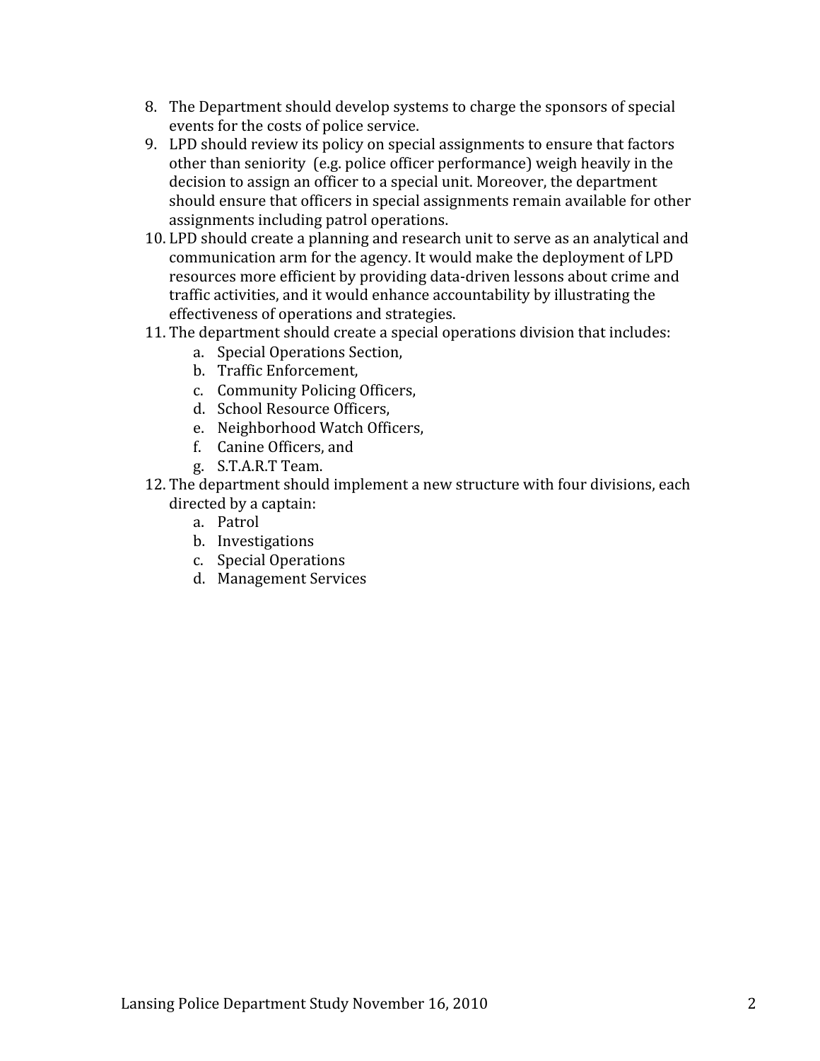8. The Department should develop systems to charge the sponsors of special events for the costs of police service.
9. LPD should review its policy on special assignments to ensure that factors other than seniority (e.g. police officer performance) weigh heavily in the decision to assign an officer to a special unit. Moreover, the department should ensure that officers in special assignments remain available for other assignments including patrol operations.
10. LPD should create a planning and research unit to serve as an analytical and communication arm for the agency. It would make the deployment of LPD resources more efficient by providing data-driven lessons about crime and traffic activities, and it would enhance accountability by illustrating the effectiveness of operations and strategies.
11. The department should create a special operations division that includes:
    a. Special Operations Section,
    b. Traffic Enforcement,
    c. Community Policing Officers,
    d. School Resource Officers,
    e. Neighborhood Watch Officers,
    f. Canine Officers, and
    g. S.T.A.R.T Team.
12. The department should implement a new structure with four divisions, each directed by a captain:
    a. Patrol
    b. Investigations
    c. Special Operations
    d. Management Services